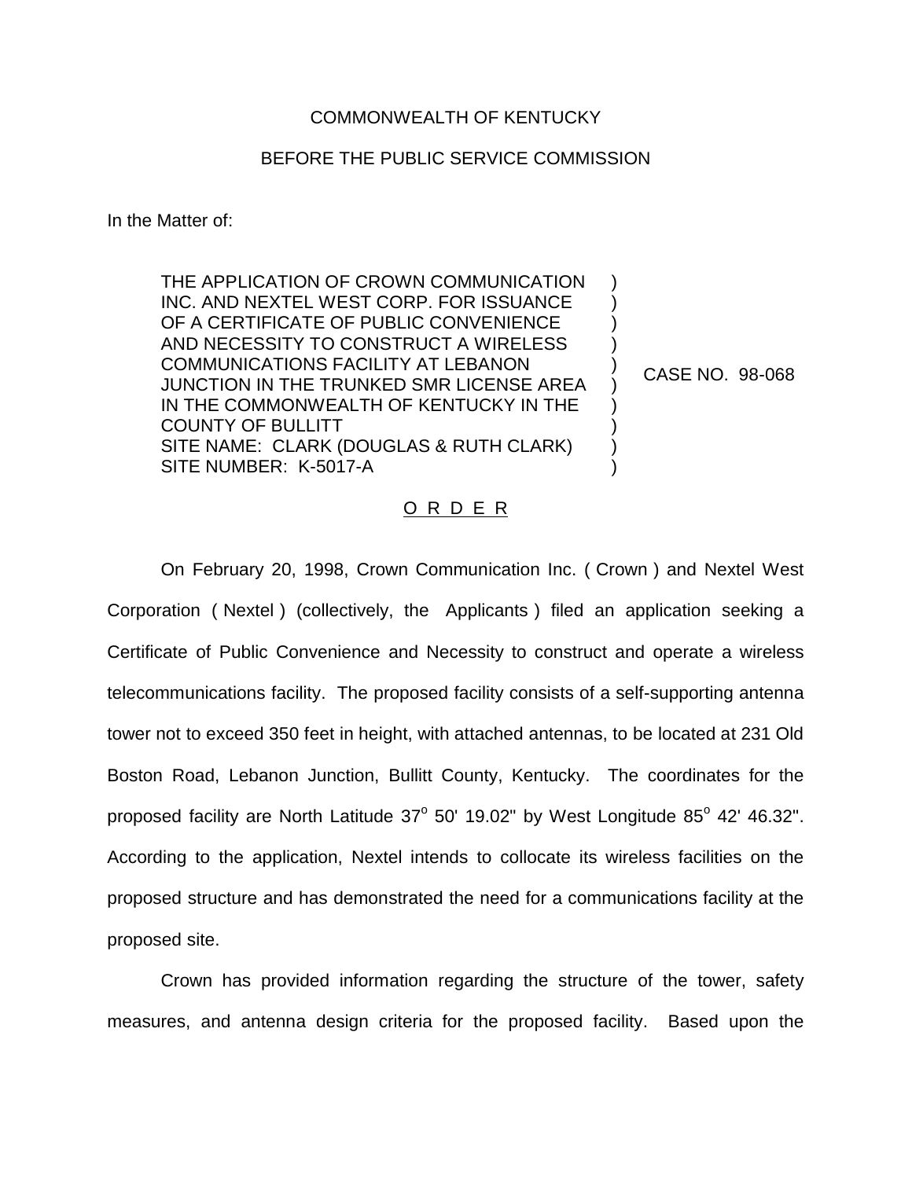COMMONWEALTH OF KENTUCKY

BEFORE THE PUBLIC SERVICE COMMISSION

In the Matter of:

THE APPLICATION OF CROWN COMMUNICATION INC. AND NEXTEL WEST CORP. FOR ISSUANCE OF A CERTIFICATE OF PUBLIC CONVENIENCE AND NECESSITY TO CONSTRUCT A WIRELESS COMMUNICATIONS FACILITY AT LEBANON JUNCTION IN THE TRUNKED SMR LICENSE AREA IN THE COMMONWEALTH OF KENTUCKY IN THE COUNTY OF BULLITT
SITE NAME: CLARK (DOUGLAS & RUTH CLARK)
SITE NUMBER: K-5017-A

CASE NO. 98-068

O R D E R

On February 20, 1998, Crown Communication Inc. ( Crown ) and Nextel West Corporation ( Nextel ) (collectively, the Applicants ) filed an application seeking a Certificate of Public Convenience and Necessity to construct and operate a wireless telecommunications facility. The proposed facility consists of a self-supporting antenna tower not to exceed 350 feet in height, with attached antennas, to be located at 231 Old Boston Road, Lebanon Junction, Bullitt County, Kentucky. The coordinates for the proposed facility are North Latitude 37° 50' 19.02" by West Longitude 85° 42' 46.32". According to the application, Nextel intends to collocate its wireless facilities on the proposed structure and has demonstrated the need for a communications facility at the proposed site.

Crown has provided information regarding the structure of the tower, safety measures, and antenna design criteria for the proposed facility. Based upon the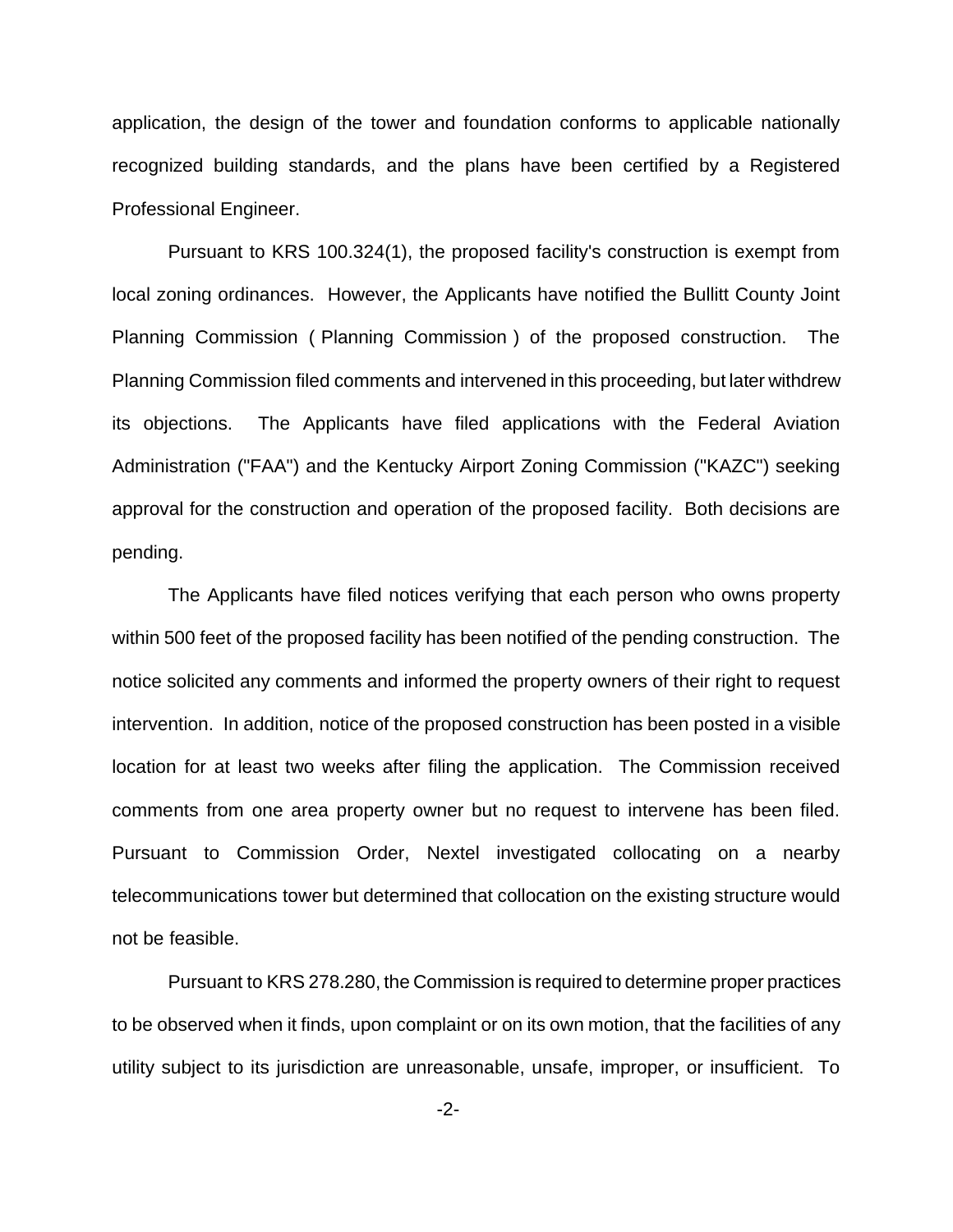application, the design of the tower and foundation conforms to applicable nationally recognized building standards, and the plans have been certified by a Registered Professional Engineer.

Pursuant to KRS 100.324(1), the proposed facility's construction is exempt from local zoning ordinances. However, the Applicants have notified the Bullitt County Joint Planning Commission ( Planning Commission ) of the proposed construction. The Planning Commission filed comments and intervened in this proceeding, but later withdrew its objections. The Applicants have filed applications with the Federal Aviation Administration ("FAA") and the Kentucky Airport Zoning Commission ("KAZC") seeking approval for the construction and operation of the proposed facility. Both decisions are pending.

The Applicants have filed notices verifying that each person who owns property within 500 feet of the proposed facility has been notified of the pending construction. The notice solicited any comments and informed the property owners of their right to request intervention. In addition, notice of the proposed construction has been posted in a visible location for at least two weeks after filing the application. The Commission received comments from one area property owner but no request to intervene has been filed. Pursuant to Commission Order, Nextel investigated collocating on a nearby telecommunications tower but determined that collocation on the existing structure would not be feasible.

Pursuant to KRS 278.280, the Commission is required to determine proper practices to be observed when it finds, upon complaint or on its own motion, that the facilities of any utility subject to its jurisdiction are unreasonable, unsafe, improper, or insufficient. To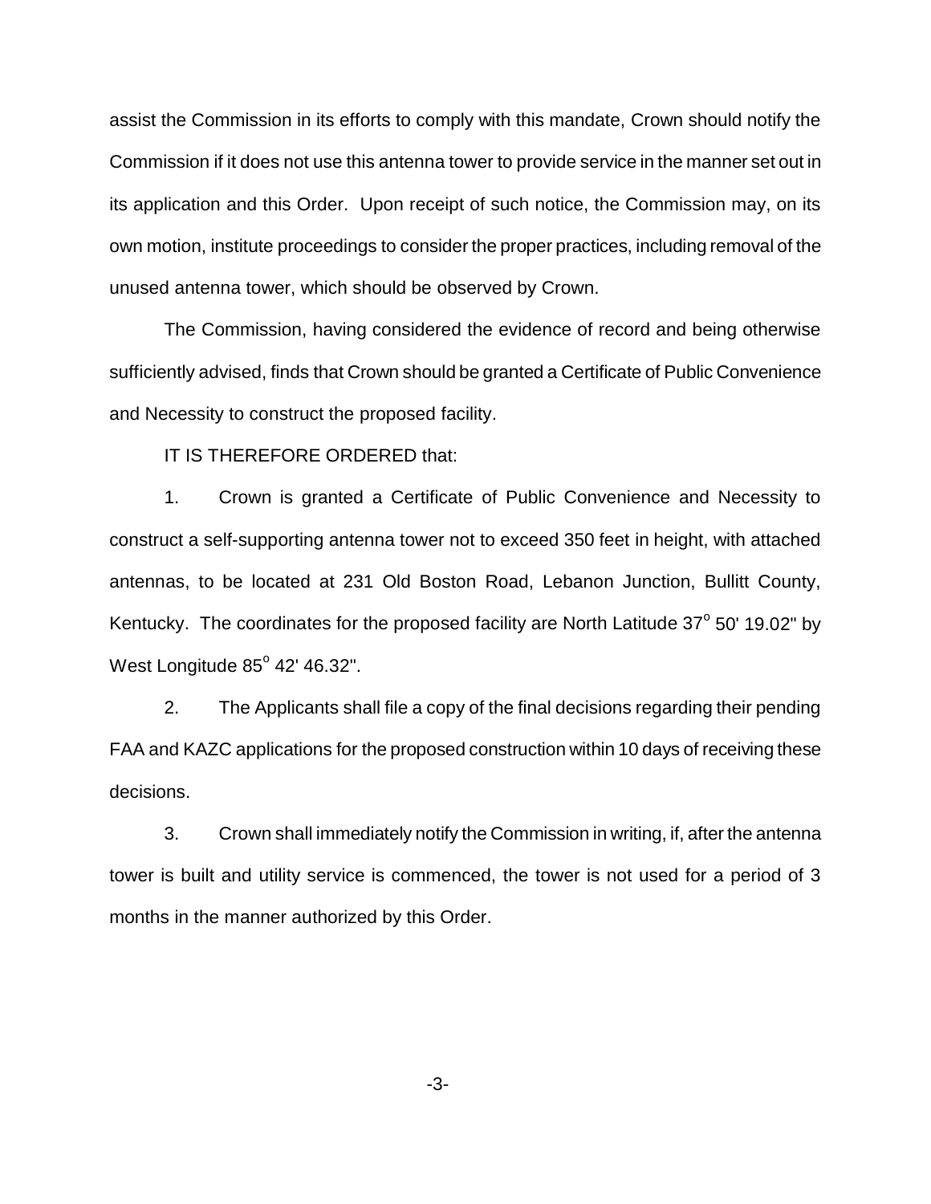assist the Commission in its efforts to comply with this mandate, Crown should notify the Commission if it does not use this antenna tower to provide service in the manner set out in its application and this Order. Upon receipt of such notice, the Commission may, on its own motion, institute proceedings to consider the proper practices, including removal of the unused antenna tower, which should be observed by Crown.

The Commission, having considered the evidence of record and being otherwise sufficiently advised, finds that Crown should be granted a Certificate of Public Convenience and Necessity to construct the proposed facility.

IT IS THEREFORE ORDERED that:

1. Crown is granted a Certificate of Public Convenience and Necessity to construct a self-supporting antenna tower not to exceed 350 feet in height, with attached antennas, to be located at 231 Old Boston Road, Lebanon Junction, Bullitt County, Kentucky. The coordinates for the proposed facility are North Latitude 37° 50' 19.02" by West Longitude 85° 42' 46.32".

2. The Applicants shall file a copy of the final decisions regarding their pending FAA and KAZC applications for the proposed construction within 10 days of receiving these decisions.

3. Crown shall immediately notify the Commission in writing, if, after the antenna tower is built and utility service is commenced, the tower is not used for a period of 3 months in the manner authorized by this Order.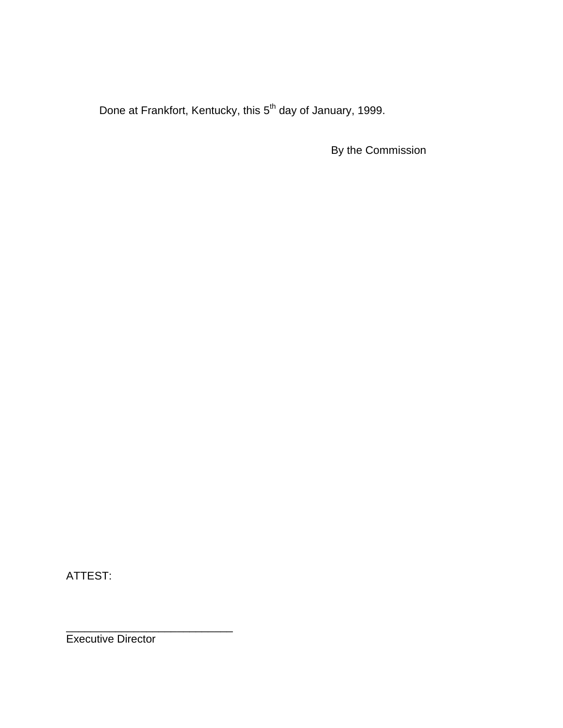Done at Frankfort, Kentucky, this 5th day of January, 1999.

By the Commission

ATTEST:

___________________________
Executive Director